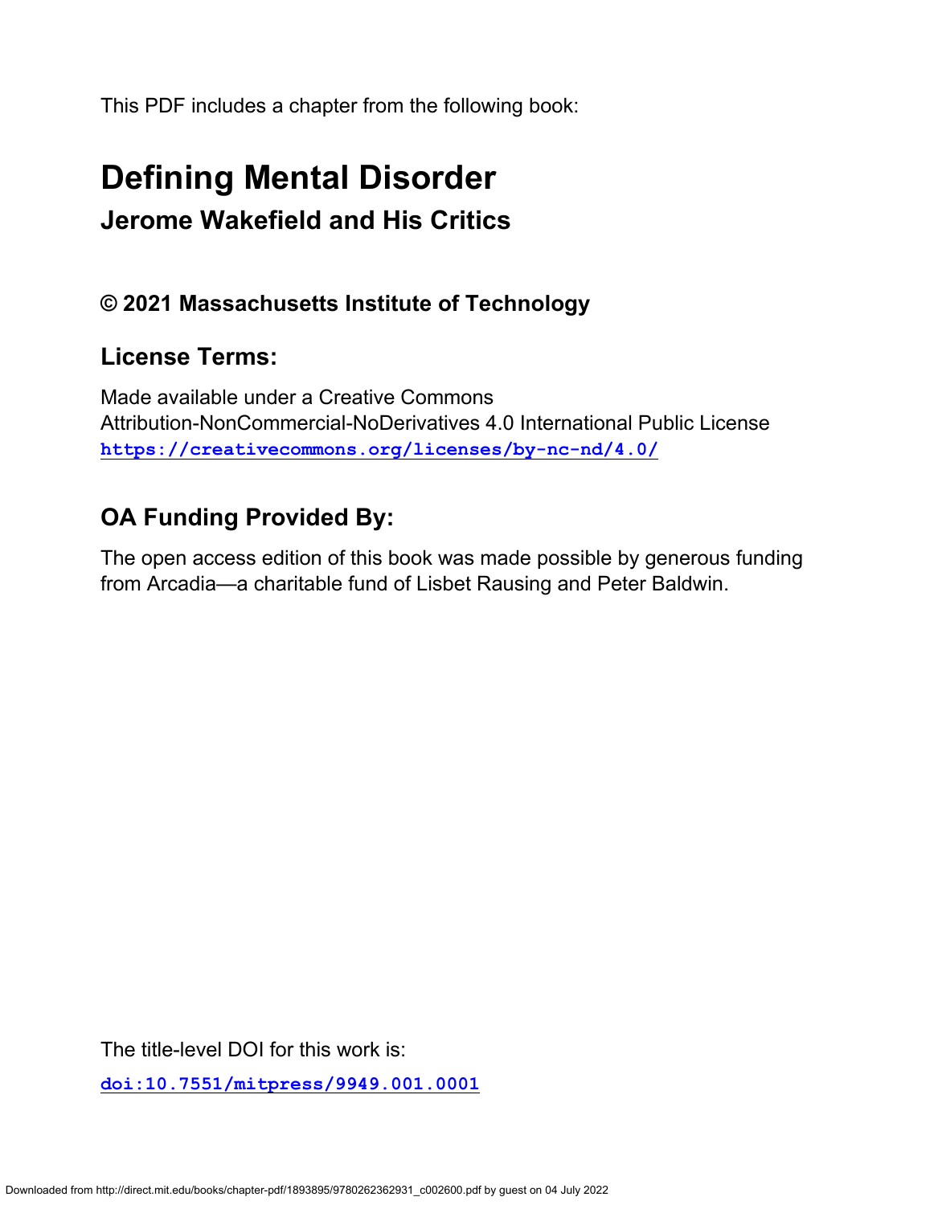This PDF includes a chapter from the following book:

# Defining Mental Disorder

## Jerome Wakefield and His Critics

### © 2021 Massachusetts Institute of Technology

### License Terms:

Made available under a Creative Commons
Attribution-NonCommercial-NoDerivatives 4.0 International Public License
https://creativecommons.org/licenses/by-nc-nd/4.0/

### OA Funding Provided By:

The open access edition of this book was made possible by generous funding from Arcadia—a charitable fund of Lisbet Rausing and Peter Baldwin.

The title-level DOI for this work is:

doi:10.7551/mitpress/9949.001.0001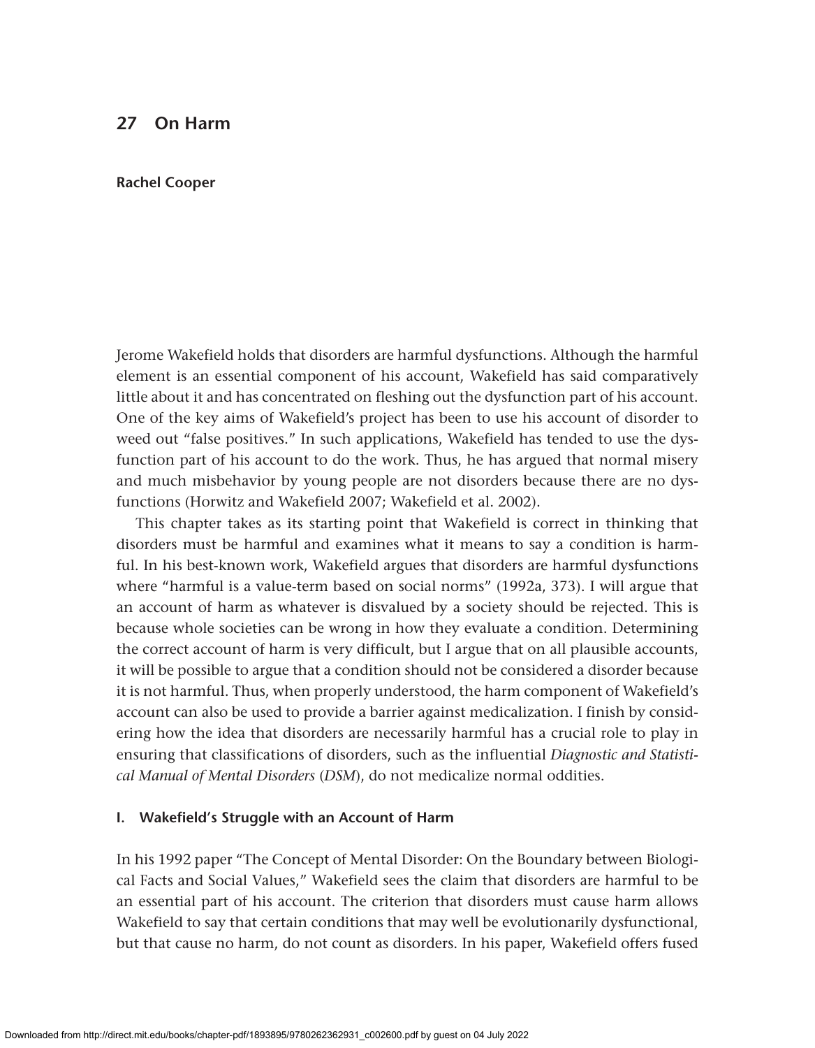# 27 On Harm

**Rachel Cooper**

Jerome Wakefield holds that disorders are harmful dysfunctions. Although the harmful element is an essential component of his account, Wakefield has said comparatively little about it and has concentrated on fleshing out the dysfunction part of his account. One of the key aims of Wakefield's project has been to use his account of disorder to weed out "false positives." In such applications, Wakefield has tended to use the dysfunction part of his account to do the work. Thus, he has argued that normal misery and much misbehavior by young people are not disorders because there are no dysfunctions (Horwitz and Wakefield 2007; Wakefield et al. 2002).

This chapter takes as its starting point that Wakefield is correct in thinking that disorders must be harmful and examines what it means to say a condition is harmful. In his best-known work, Wakefield argues that disorders are harmful dysfunctions where "harmful is a value-term based on social norms" (1992a, 373). I will argue that an account of harm as whatever is disvalued by a society should be rejected. This is because whole societies can be wrong in how they evaluate a condition. Determining the correct account of harm is very difficult, but I argue that on all plausible accounts, it will be possible to argue that a condition should not be considered a disorder because it is not harmful. Thus, when properly understood, the harm component of Wakefield's account can also be used to provide a barrier against medicalization. I finish by considering how the idea that disorders are necessarily harmful has a crucial role to play in ensuring that classifications of disorders, such as the influential *Diagnostic and Statistical Manual of Mental Disorders* (*DSM*), do not medicalize normal oddities.

## I. Wakefield's Struggle with an Account of Harm

In his 1992 paper "The Concept of Mental Disorder: On the Boundary between Biological Facts and Social Values," Wakefield sees the claim that disorders are harmful to be an essential part of his account. The criterion that disorders must cause harm allows Wakefield to say that certain conditions that may well be evolutionarily dysfunctional, but that cause no harm, do not count as disorders. In his paper, Wakefield offers fused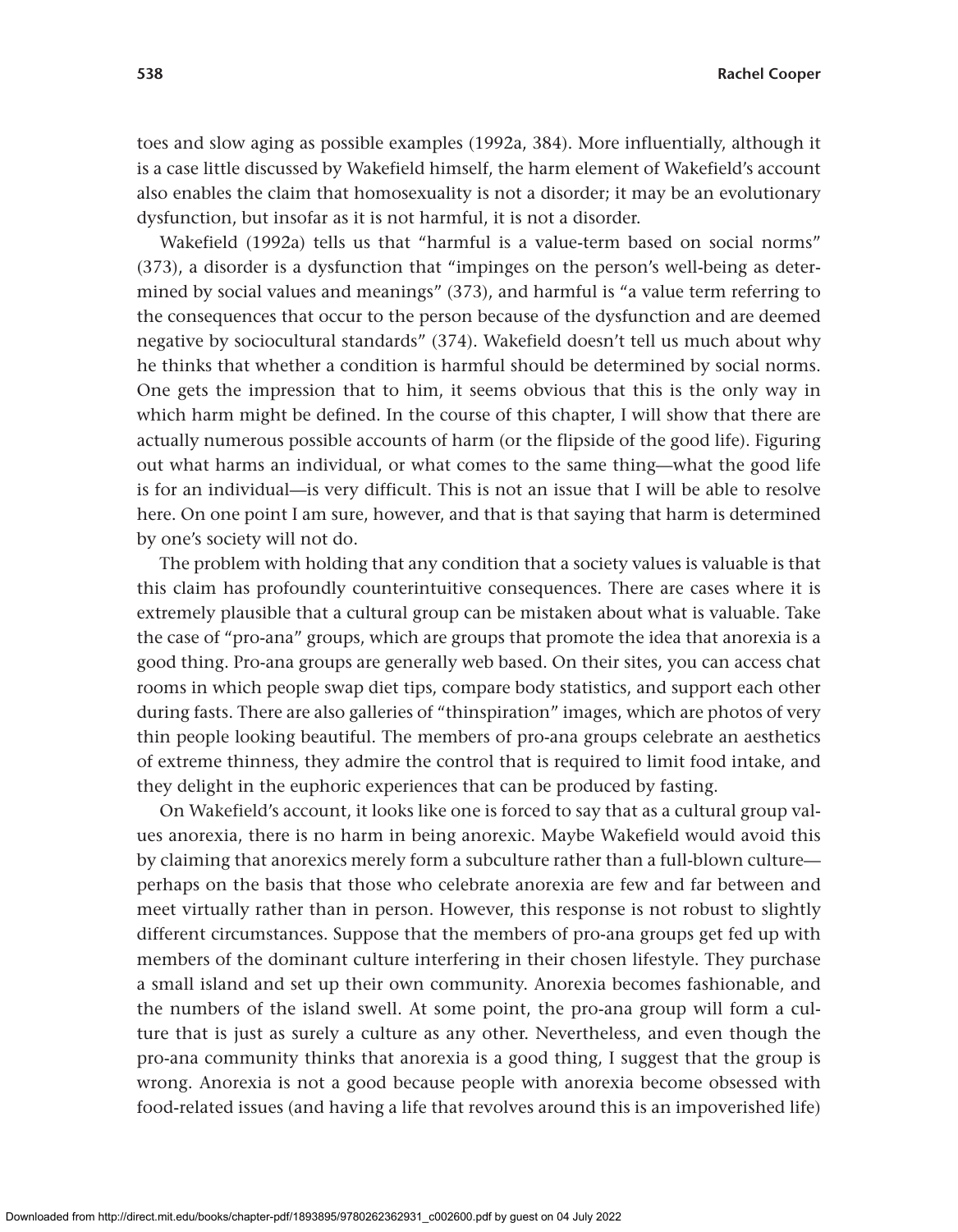toes and slow aging as possible examples (1992a, 384). More influentially, although it is a case little discussed by Wakefield himself, the harm element of Wakefield's account also enables the claim that homosexuality is not a disorder; it may be an evolutionary dysfunction, but insofar as it is not harmful, it is not a disorder.

Wakefield (1992a) tells us that "harmful is a value-term based on social norms" (373), a disorder is a dysfunction that "impinges on the person's well-being as determined by social values and meanings" (373), and harmful is "a value term referring to the consequences that occur to the person because of the dysfunction and are deemed negative by sociocultural standards" (374). Wakefield doesn't tell us much about why he thinks that whether a condition is harmful should be determined by social norms. One gets the impression that to him, it seems obvious that this is the only way in which harm might be defined. In the course of this chapter, I will show that there are actually numerous possible accounts of harm (or the flipside of the good life). Figuring out what harms an individual, or what comes to the same thing—what the good life is for an individual—is very difficult. This is not an issue that I will be able to resolve here. On one point I am sure, however, and that is that saying that harm is determined by one's society will not do.

The problem with holding that any condition that a society values is valuable is that this claim has profoundly counterintuitive consequences. There are cases where it is extremely plausible that a cultural group can be mistaken about what is valuable. Take the case of "pro-ana" groups, which are groups that promote the idea that anorexia is a good thing. Pro-ana groups are generally web based. On their sites, you can access chat rooms in which people swap diet tips, compare body statistics, and support each other during fasts. There are also galleries of "thinspiration" images, which are photos of very thin people looking beautiful. The members of pro-ana groups celebrate an aesthetics of extreme thinness, they admire the control that is required to limit food intake, and they delight in the euphoric experiences that can be produced by fasting.

On Wakefield's account, it looks like one is forced to say that as a cultural group values anorexia, there is no harm in being anorexic. Maybe Wakefield would avoid this by claiming that anorexics merely form a subculture rather than a full-blown culture—perhaps on the basis that those who celebrate anorexia are few and far between and meet virtually rather than in person. However, this response is not robust to slightly different circumstances. Suppose that the members of pro-ana groups get fed up with members of the dominant culture interfering in their chosen lifestyle. They purchase a small island and set up their own community. Anorexia becomes fashionable, and the numbers of the island swell. At some point, the pro-ana group will form a culture that is just as surely a culture as any other. Nevertheless, and even though the pro-ana community thinks that anorexia is a good thing, I suggest that the group is wrong. Anorexia is not a good because people with anorexia become obsessed with food-related issues (and having a life that revolves around this is an impoverished life)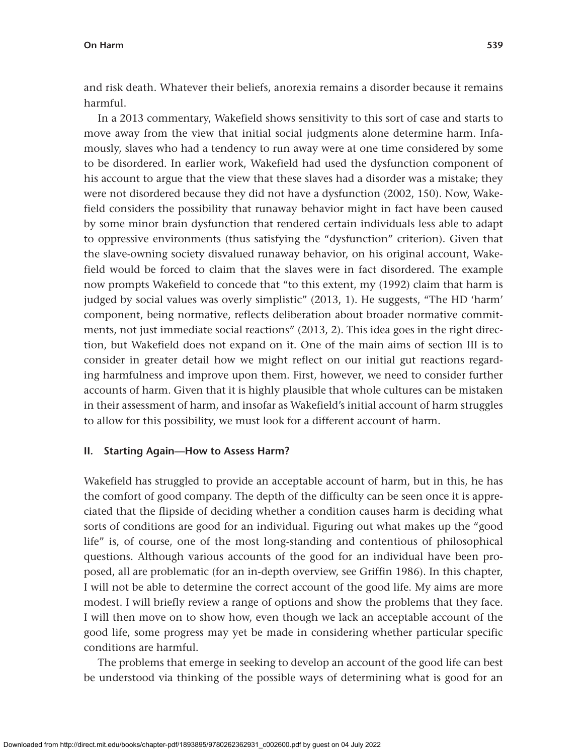and risk death. Whatever their beliefs, anorexia remains a disorder because it remains harmful.

In a 2013 commentary, Wakefield shows sensitivity to this sort of case and starts to move away from the view that initial social judgments alone determine harm. Infamously, slaves who had a tendency to run away were at one time considered by some to be disordered. In earlier work, Wakefield had used the dysfunction component of his account to argue that the view that these slaves had a disorder was a mistake; they were not disordered because they did not have a dysfunction (2002, 150). Now, Wakefield considers the possibility that runaway behavior might in fact have been caused by some minor brain dysfunction that rendered certain individuals less able to adapt to oppressive environments (thus satisfying the "dysfunction" criterion). Given that the slave-owning society disvalued runaway behavior, on his original account, Wakefield would be forced to claim that the slaves were in fact disordered. The example now prompts Wakefield to concede that "to this extent, my (1992) claim that harm is judged by social values was overly simplistic" (2013, 1). He suggests, "The HD 'harm' component, being normative, reflects deliberation about broader normative commitments, not just immediate social reactions" (2013, 2). This idea goes in the right direction, but Wakefield does not expand on it. One of the main aims of section III is to consider in greater detail how we might reflect on our initial gut reactions regarding harmfulness and improve upon them. First, however, we need to consider further accounts of harm. Given that it is highly plausible that whole cultures can be mistaken in their assessment of harm, and insofar as Wakefield's initial account of harm struggles to allow for this possibility, we must look for a different account of harm.

## II. Starting Again—How to Assess Harm?

Wakefield has struggled to provide an acceptable account of harm, but in this, he has the comfort of good company. The depth of the difficulty can be seen once it is appreciated that the flipside of deciding whether a condition causes harm is deciding what sorts of conditions are good for an individual. Figuring out what makes up the "good life" is, of course, one of the most long-standing and contentious of philosophical questions. Although various accounts of the good for an individual have been proposed, all are problematic (for an in-depth overview, see Griffin 1986). In this chapter, I will not be able to determine the correct account of the good life. My aims are more modest. I will briefly review a range of options and show the problems that they face. I will then move on to show how, even though we lack an acceptable account of the good life, some progress may yet be made in considering whether particular specific conditions are harmful.

The problems that emerge in seeking to develop an account of the good life can best be understood via thinking of the possible ways of determining what is good for an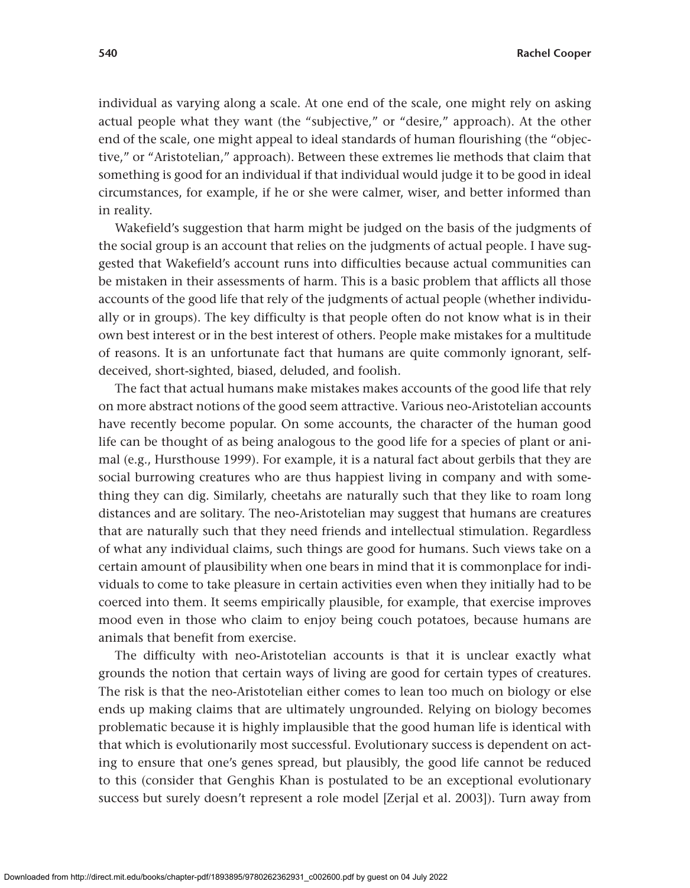individual as varying along a scale. At one end of the scale, one might rely on asking actual people what they want (the "subjective," or "desire," approach). At the other end of the scale, one might appeal to ideal standards of human flourishing (the "objective," or "Aristotelian," approach). Between these extremes lie methods that claim that something is good for an individual if that individual would judge it to be good in ideal circumstances, for example, if he or she were calmer, wiser, and better informed than in reality.

Wakefield's suggestion that harm might be judged on the basis of the judgments of the social group is an account that relies on the judgments of actual people. I have suggested that Wakefield's account runs into difficulties because actual communities can be mistaken in their assessments of harm. This is a basic problem that afflicts all those accounts of the good life that rely of the judgments of actual people (whether individually or in groups). The key difficulty is that people often do not know what is in their own best interest or in the best interest of others. People make mistakes for a multitude of reasons. It is an unfortunate fact that humans are quite commonly ignorant, self-deceived, short-sighted, biased, deluded, and foolish.

The fact that actual humans make mistakes makes accounts of the good life that rely on more abstract notions of the good seem attractive. Various neo-Aristotelian accounts have recently become popular. On some accounts, the character of the human good life can be thought of as being analogous to the good life for a species of plant or animal (e.g., Hursthouse 1999). For example, it is a natural fact about gerbils that they are social burrowing creatures who are thus happiest living in company and with something they can dig. Similarly, cheetahs are naturally such that they like to roam long distances and are solitary. The neo-Aristotelian may suggest that humans are creatures that are naturally such that they need friends and intellectual stimulation. Regardless of what any individual claims, such things are good for humans. Such views take on a certain amount of plausibility when one bears in mind that it is commonplace for individuals to come to take pleasure in certain activities even when they initially had to be coerced into them. It seems empirically plausible, for example, that exercise improves mood even in those who claim to enjoy being couch potatoes, because humans are animals that benefit from exercise.

The difficulty with neo-Aristotelian accounts is that it is unclear exactly what grounds the notion that certain ways of living are good for certain types of creatures. The risk is that the neo-Aristotelian either comes to lean too much on biology or else ends up making claims that are ultimately ungrounded. Relying on biology becomes problematic because it is highly implausible that the good human life is identical with that which is evolutionarily most successful. Evolutionary success is dependent on acting to ensure that one's genes spread, but plausibly, the good life cannot be reduced to this (consider that Genghis Khan is postulated to be an exceptional evolutionary success but surely doesn't represent a role model [Zerjal et al. 2003]). Turn away from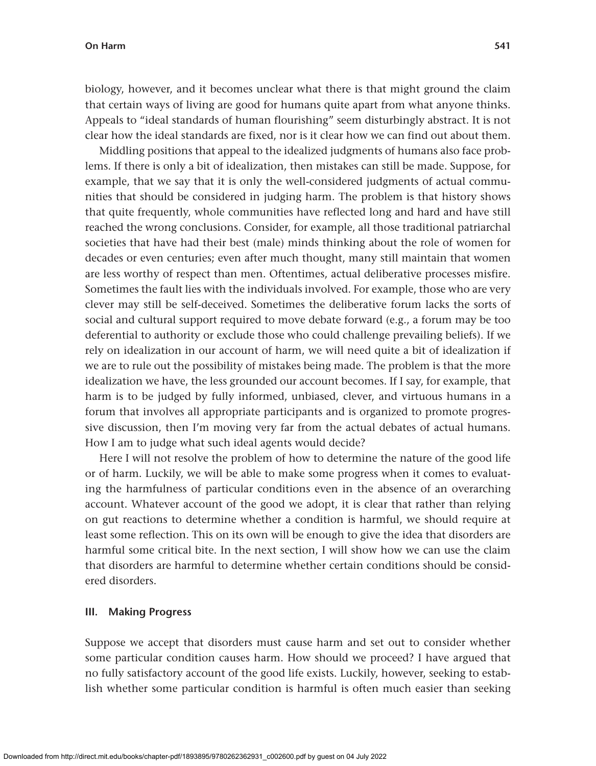biology, however, and it becomes unclear what there is that might ground the claim that certain ways of living are good for humans quite apart from what anyone thinks. Appeals to "ideal standards of human flourishing" seem disturbingly abstract. It is not clear how the ideal standards are fixed, nor is it clear how we can find out about them.

Middling positions that appeal to the idealized judgments of humans also face problems. If there is only a bit of idealization, then mistakes can still be made. Suppose, for example, that we say that it is only the well-considered judgments of actual communities that should be considered in judging harm. The problem is that history shows that quite frequently, whole communities have reflected long and hard and have still reached the wrong conclusions. Consider, for example, all those traditional patriarchal societies that have had their best (male) minds thinking about the role of women for decades or even centuries; even after much thought, many still maintain that women are less worthy of respect than men. Oftentimes, actual deliberative processes misfire. Sometimes the fault lies with the individuals involved. For example, those who are very clever may still be self-deceived. Sometimes the deliberative forum lacks the sorts of social and cultural support required to move debate forward (e.g., a forum may be too deferential to authority or exclude those who could challenge prevailing beliefs). If we rely on idealization in our account of harm, we will need quite a bit of idealization if we are to rule out the possibility of mistakes being made. The problem is that the more idealization we have, the less grounded our account becomes. If I say, for example, that harm is to be judged by fully informed, unbiased, clever, and virtuous humans in a forum that involves all appropriate participants and is organized to promote progressive discussion, then I'm moving very far from the actual debates of actual humans. How I am to judge what such ideal agents would decide?

Here I will not resolve the problem of how to determine the nature of the good life or of harm. Luckily, we will be able to make some progress when it comes to evaluating the harmfulness of particular conditions even in the absence of an overarching account. Whatever account of the good we adopt, it is clear that rather than relying on gut reactions to determine whether a condition is harmful, we should require at least some reflection. This on its own will be enough to give the idea that disorders are harmful some critical bite. In the next section, I will show how we can use the claim that disorders are harmful to determine whether certain conditions should be considered disorders.

## III. Making Progress

Suppose we accept that disorders must cause harm and set out to consider whether some particular condition causes harm. How should we proceed? I have argued that no fully satisfactory account of the good life exists. Luckily, however, seeking to establish whether some particular condition is harmful is often much easier than seeking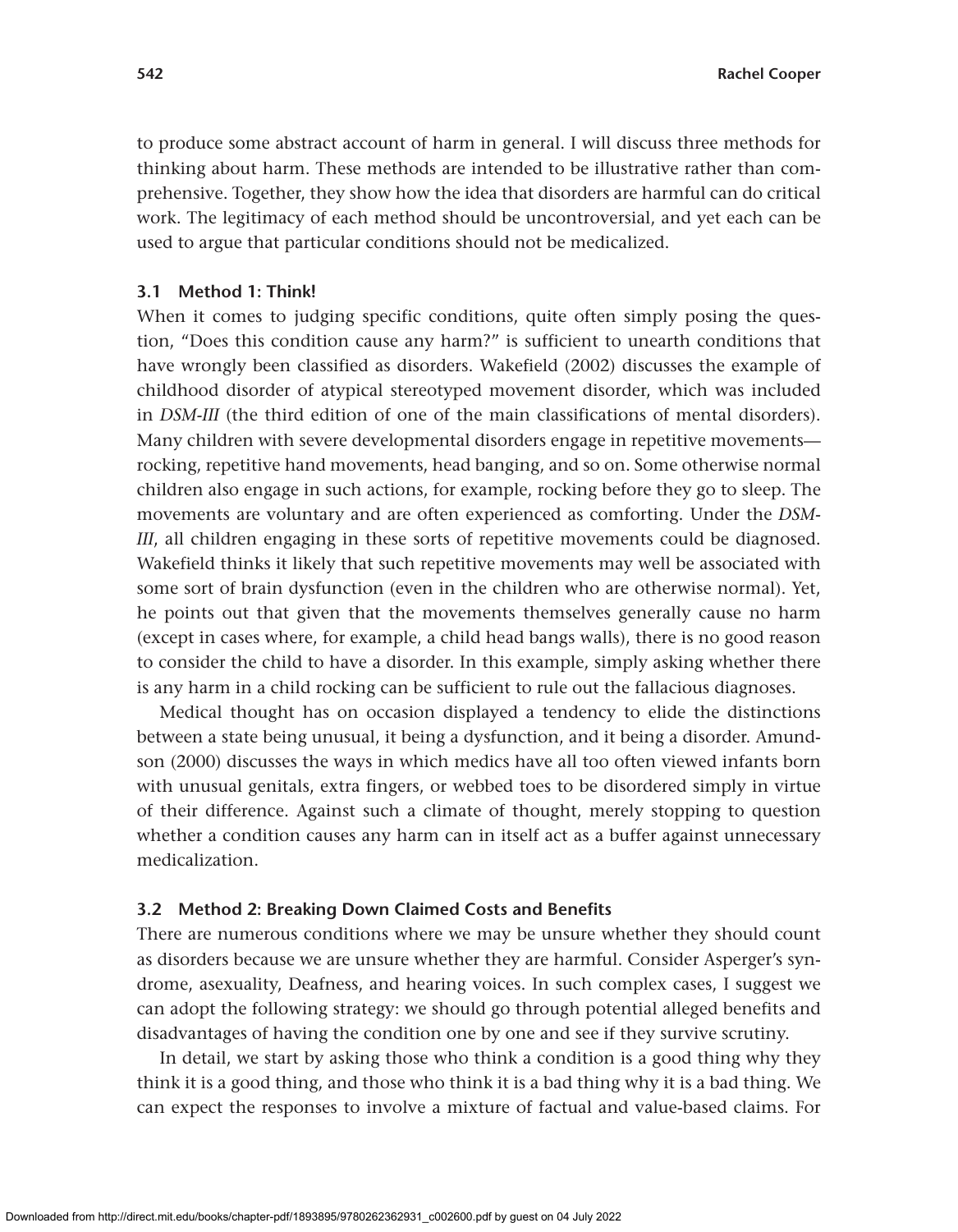to produce some abstract account of harm in general. I will discuss three methods for thinking about harm. These methods are intended to be illustrative rather than comprehensive. Together, they show how the idea that disorders are harmful can do critical work. The legitimacy of each method should be uncontroversial, and yet each can be used to argue that particular conditions should not be medicalized.

### 3.1 Method 1: Think!

When it comes to judging specific conditions, quite often simply posing the question, "Does this condition cause any harm?" is sufficient to unearth conditions that have wrongly been classified as disorders. Wakefield (2002) discusses the example of childhood disorder of atypical stereotyped movement disorder, which was included in *DSM-III* (the third edition of one of the main classifications of mental disorders). Many children with severe developmental disorders engage in repetitive movements—rocking, repetitive hand movements, head banging, and so on. Some otherwise normal children also engage in such actions, for example, rocking before they go to sleep. The movements are voluntary and are often experienced as comforting. Under the *DSM-III*, all children engaging in these sorts of repetitive movements could be diagnosed. Wakefield thinks it likely that such repetitive movements may well be associated with some sort of brain dysfunction (even in the children who are otherwise normal). Yet, he points out that given that the movements themselves generally cause no harm (except in cases where, for example, a child head bangs walls), there is no good reason to consider the child to have a disorder. In this example, simply asking whether there is any harm in a child rocking can be sufficient to rule out the fallacious diagnoses.

Medical thought has on occasion displayed a tendency to elide the distinctions between a state being unusual, it being a dysfunction, and it being a disorder. Amundson (2000) discusses the ways in which medics have all too often viewed infants born with unusual genitals, extra fingers, or webbed toes to be disordered simply in virtue of their difference. Against such a climate of thought, merely stopping to question whether a condition causes any harm can in itself act as a buffer against unnecessary medicalization.

### 3.2 Method 2: Breaking Down Claimed Costs and Benefits

There are numerous conditions where we may be unsure whether they should count as disorders because we are unsure whether they are harmful. Consider Asperger's syndrome, asexuality, Deafness, and hearing voices. In such complex cases, I suggest we can adopt the following strategy: we should go through potential alleged benefits and disadvantages of having the condition one by one and see if they survive scrutiny.

In detail, we start by asking those who think a condition is a good thing why they think it is a good thing, and those who think it is a bad thing why it is a bad thing. We can expect the responses to involve a mixture of factual and value-based claims. For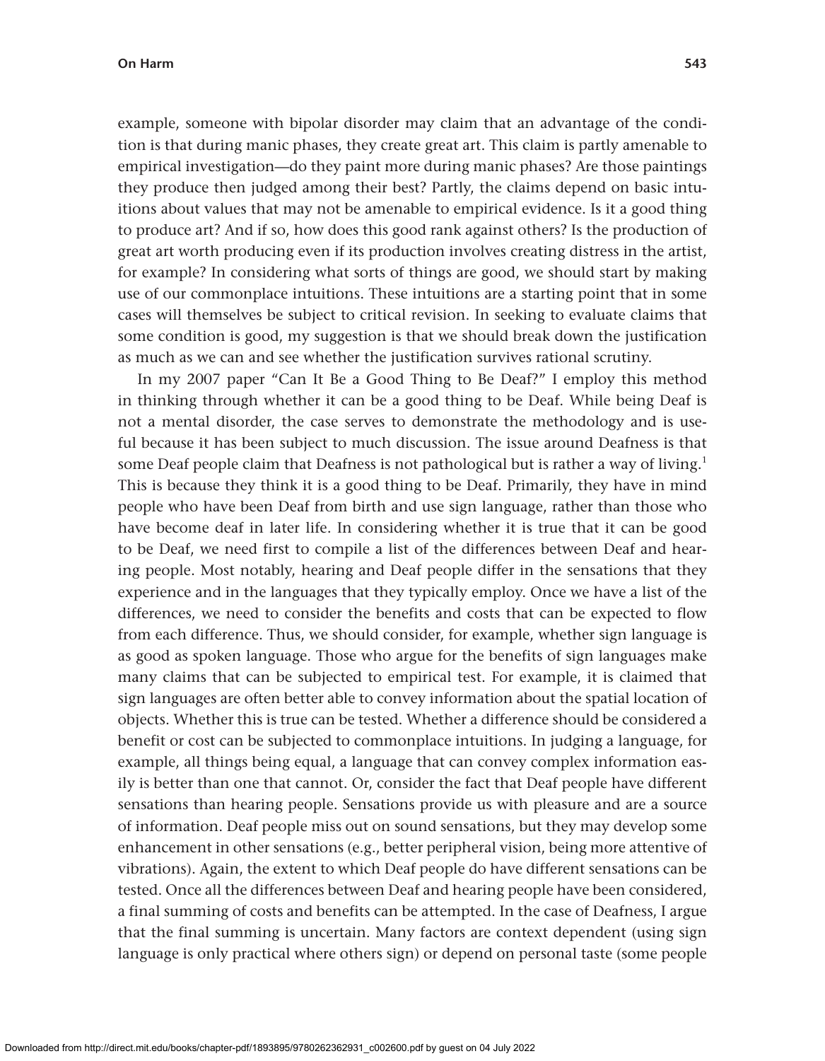example, someone with bipolar disorder may claim that an advantage of the condition is that during manic phases, they create great art. This claim is partly amenable to empirical investigation—do they paint more during manic phases? Are those paintings they produce then judged among their best? Partly, the claims depend on basic intuitions about values that may not be amenable to empirical evidence. Is it a good thing to produce art? And if so, how does this good rank against others? Is the production of great art worth producing even if its production involves creating distress in the artist, for example? In considering what sorts of things are good, we should start by making use of our commonplace intuitions. These intuitions are a starting point that in some cases will themselves be subject to critical revision. In seeking to evaluate claims that some condition is good, my suggestion is that we should break down the justification as much as we can and see whether the justification survives rational scrutiny.

In my 2007 paper "Can It Be a Good Thing to Be Deaf?" I employ this method in thinking through whether it can be a good thing to be Deaf. While being Deaf is not a mental disorder, the case serves to demonstrate the methodology and is useful because it has been subject to much discussion. The issue around Deafness is that some Deaf people claim that Deafness is not pathological but is rather a way of living.[1] This is because they think it is a good thing to be Deaf. Primarily, they have in mind people who have been Deaf from birth and use sign language, rather than those who have become deaf in later life. In considering whether it is true that it can be good to be Deaf, we need first to compile a list of the differences between Deaf and hearing people. Most notably, hearing and Deaf people differ in the sensations that they experience and in the languages that they typically employ. Once we have a list of the differences, we need to consider the benefits and costs that can be expected to flow from each difference. Thus, we should consider, for example, whether sign language is as good as spoken language. Those who argue for the benefits of sign languages make many claims that can be subjected to empirical test. For example, it is claimed that sign languages are often better able to convey information about the spatial location of objects. Whether this is true can be tested. Whether a difference should be considered a benefit or cost can be subjected to commonplace intuitions. In judging a language, for example, all things being equal, a language that can convey complex information easily is better than one that cannot. Or, consider the fact that Deaf people have different sensations than hearing people. Sensations provide us with pleasure and are a source of information. Deaf people miss out on sound sensations, but they may develop some enhancement in other sensations (e.g., better peripheral vision, being more attentive of vibrations). Again, the extent to which Deaf people do have different sensations can be tested. Once all the differences between Deaf and hearing people have been considered, a final summing of costs and benefits can be attempted. In the case of Deafness, I argue that the final summing is uncertain. Many factors are context dependent (using sign language is only practical where others sign) or depend on personal taste (some people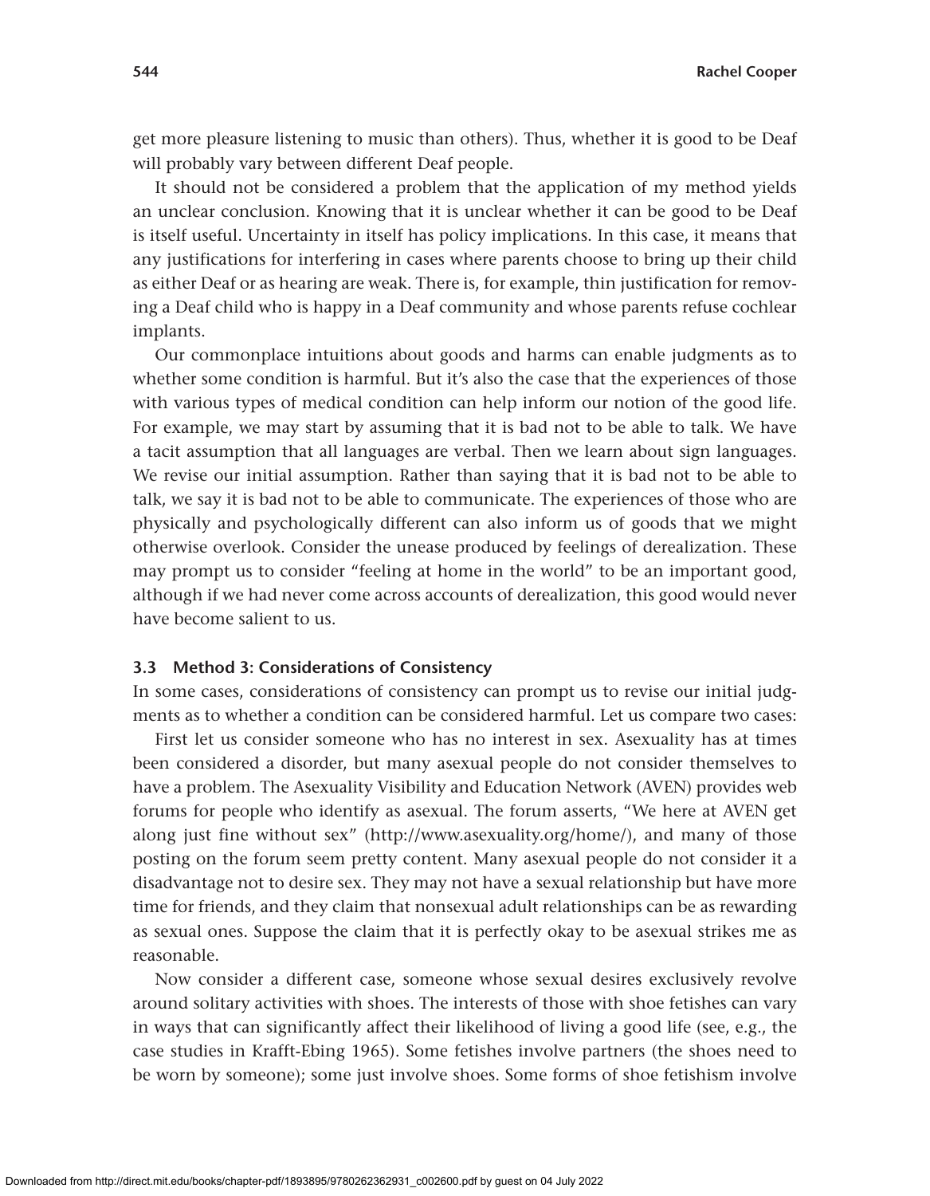get more pleasure listening to music than others). Thus, whether it is good to be Deaf will probably vary between different Deaf people.

It should not be considered a problem that the application of my method yields an unclear conclusion. Knowing that it is unclear whether it can be good to be Deaf is itself useful. Uncertainty in itself has policy implications. In this case, it means that any justifications for interfering in cases where parents choose to bring up their child as either Deaf or as hearing are weak. There is, for example, thin justification for removing a Deaf child who is happy in a Deaf community and whose parents refuse cochlear implants.

Our commonplace intuitions about goods and harms can enable judgments as to whether some condition is harmful. But it's also the case that the experiences of those with various types of medical condition can help inform our notion of the good life. For example, we may start by assuming that it is bad not to be able to talk. We have a tacit assumption that all languages are verbal. Then we learn about sign languages. We revise our initial assumption. Rather than saying that it is bad not to be able to talk, we say it is bad not to be able to communicate. The experiences of those who are physically and psychologically different can also inform us of goods that we might otherwise overlook. Consider the unease produced by feelings of derealization. These may prompt us to consider "feeling at home in the world" to be an important good, although if we had never come across accounts of derealization, this good would never have become salient to us.

### 3.3 Method 3: Considerations of Consistency

In some cases, considerations of consistency can prompt us to revise our initial judgments as to whether a condition can be considered harmful. Let us compare two cases:

First let us consider someone who has no interest in sex. Asexuality has at times been considered a disorder, but many asexual people do not consider themselves to have a problem. The Asexuality Visibility and Education Network (AVEN) provides web forums for people who identify as asexual. The forum asserts, "We here at AVEN get along just fine without sex" (http://www.asexuality.org/home/), and many of those posting on the forum seem pretty content. Many asexual people do not consider it a disadvantage not to desire sex. They may not have a sexual relationship but have more time for friends, and they claim that nonsexual adult relationships can be as rewarding as sexual ones. Suppose the claim that it is perfectly okay to be asexual strikes me as reasonable.

Now consider a different case, someone whose sexual desires exclusively revolve around solitary activities with shoes. The interests of those with shoe fetishes can vary in ways that can significantly affect their likelihood of living a good life (see, e.g., the case studies in Krafft-Ebing 1965). Some fetishes involve partners (the shoes need to be worn by someone); some just involve shoes. Some forms of shoe fetishism involve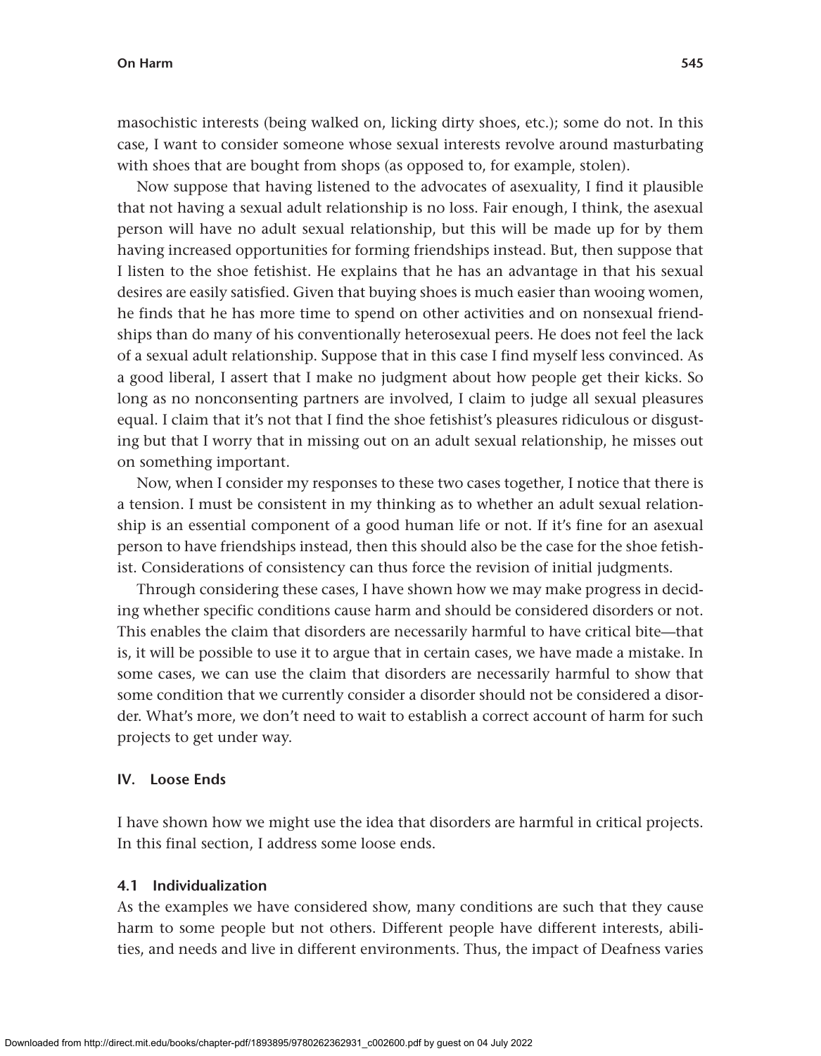masochistic interests (being walked on, licking dirty shoes, etc.); some do not. In this case, I want to consider someone whose sexual interests revolve around masturbating with shoes that are bought from shops (as opposed to, for example, stolen).

Now suppose that having listened to the advocates of asexuality, I find it plausible that not having a sexual adult relationship is no loss. Fair enough, I think, the asexual person will have no adult sexual relationship, but this will be made up for by them having increased opportunities for forming friendships instead. But, then suppose that I listen to the shoe fetishist. He explains that he has an advantage in that his sexual desires are easily satisfied. Given that buying shoes is much easier than wooing women, he finds that he has more time to spend on other activities and on nonsexual friendships than do many of his conventionally heterosexual peers. He does not feel the lack of a sexual adult relationship. Suppose that in this case I find myself less convinced. As a good liberal, I assert that I make no judgment about how people get their kicks. So long as no nonconsenting partners are involved, I claim to judge all sexual pleasures equal. I claim that it's not that I find the shoe fetishist's pleasures ridiculous or disgusting but that I worry that in missing out on an adult sexual relationship, he misses out on something important.

Now, when I consider my responses to these two cases together, I notice that there is a tension. I must be consistent in my thinking as to whether an adult sexual relationship is an essential component of a good human life or not. If it's fine for an asexual person to have friendships instead, then this should also be the case for the shoe fetishist. Considerations of consistency can thus force the revision of initial judgments.

Through considering these cases, I have shown how we may make progress in deciding whether specific conditions cause harm and should be considered disorders or not. This enables the claim that disorders are necessarily harmful to have critical bite—that is, it will be possible to use it to argue that in certain cases, we have made a mistake. In some cases, we can use the claim that disorders are necessarily harmful to show that some condition that we currently consider a disorder should not be considered a disorder. What's more, we don't need to wait to establish a correct account of harm for such projects to get under way.

## IV. Loose Ends

I have shown how we might use the idea that disorders are harmful in critical projects. In this final section, I address some loose ends.

### 4.1 Individualization

As the examples we have considered show, many conditions are such that they cause harm to some people but not others. Different people have different interests, abilities, and needs and live in different environments. Thus, the impact of Deafness varies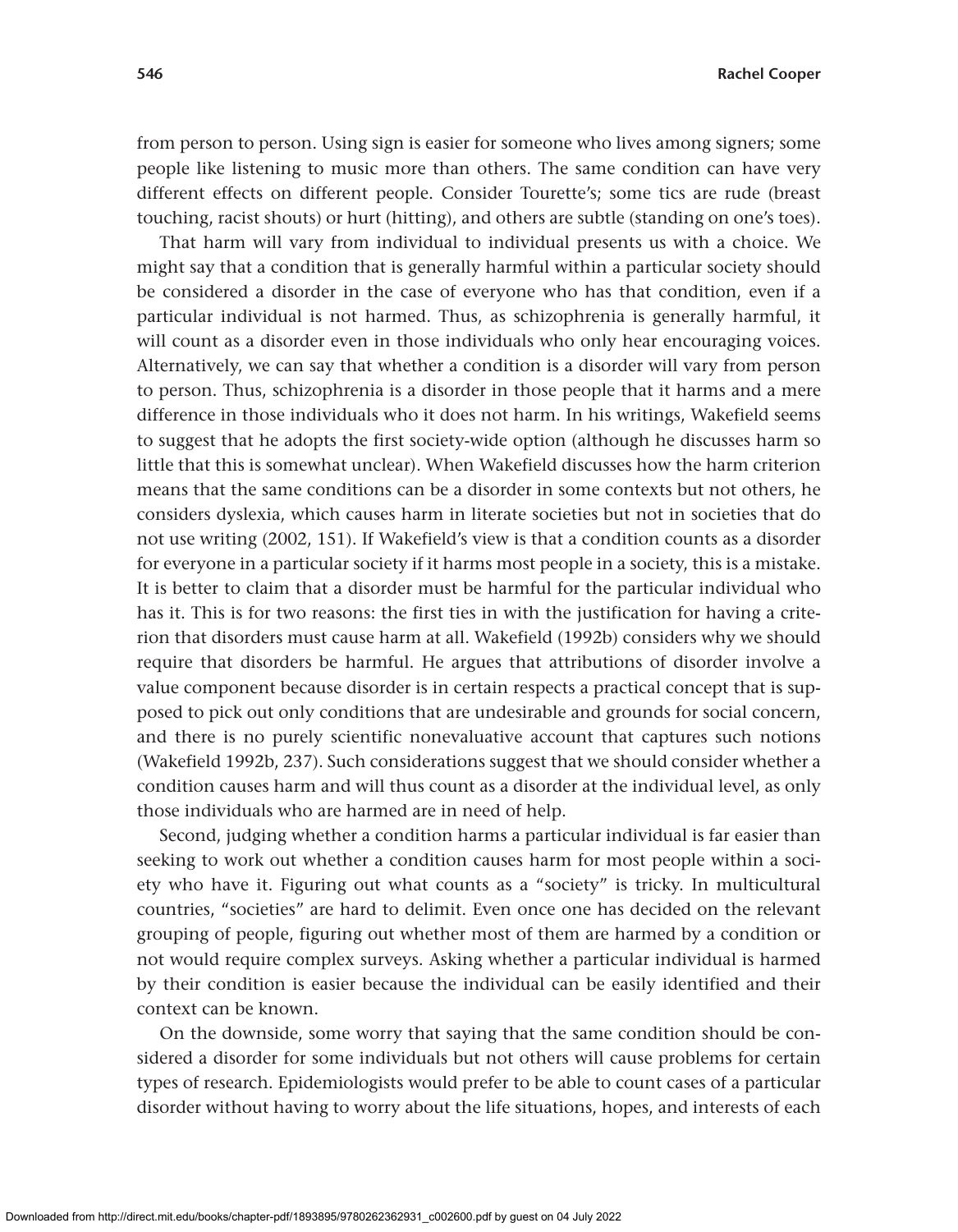from person to person. Using sign is easier for someone who lives among signers; some people like listening to music more than others. The same condition can have very different effects on different people. Consider Tourette's; some tics are rude (breast touching, racist shouts) or hurt (hitting), and others are subtle (standing on one's toes).

That harm will vary from individual to individual presents us with a choice. We might say that a condition that is generally harmful within a particular society should be considered a disorder in the case of everyone who has that condition, even if a particular individual is not harmed. Thus, as schizophrenia is generally harmful, it will count as a disorder even in those individuals who only hear encouraging voices. Alternatively, we can say that whether a condition is a disorder will vary from person to person. Thus, schizophrenia is a disorder in those people that it harms and a mere difference in those individuals who it does not harm. In his writings, Wakefield seems to suggest that he adopts the first society-wide option (although he discusses harm so little that this is somewhat unclear). When Wakefield discusses how the harm criterion means that the same conditions can be a disorder in some contexts but not others, he considers dyslexia, which causes harm in literate societies but not in societies that do not use writing (2002, 151). If Wakefield's view is that a condition counts as a disorder for everyone in a particular society if it harms most people in a society, this is a mistake. It is better to claim that a disorder must be harmful for the particular individual who has it. This is for two reasons: the first ties in with the justification for having a criterion that disorders must cause harm at all. Wakefield (1992b) considers why we should require that disorders be harmful. He argues that attributions of disorder involve a value component because disorder is in certain respects a practical concept that is supposed to pick out only conditions that are undesirable and grounds for social concern, and there is no purely scientific nonevaluative account that captures such notions (Wakefield 1992b, 237). Such considerations suggest that we should consider whether a condition causes harm and will thus count as a disorder at the individual level, as only those individuals who are harmed are in need of help.

Second, judging whether a condition harms a particular individual is far easier than seeking to work out whether a condition causes harm for most people within a society who have it. Figuring out what counts as a "society" is tricky. In multicultural countries, "societies" are hard to delimit. Even once one has decided on the relevant grouping of people, figuring out whether most of them are harmed by a condition or not would require complex surveys. Asking whether a particular individual is harmed by their condition is easier because the individual can be easily identified and their context can be known.

On the downside, some worry that saying that the same condition should be considered a disorder for some individuals but not others will cause problems for certain types of research. Epidemiologists would prefer to be able to count cases of a particular disorder without having to worry about the life situations, hopes, and interests of each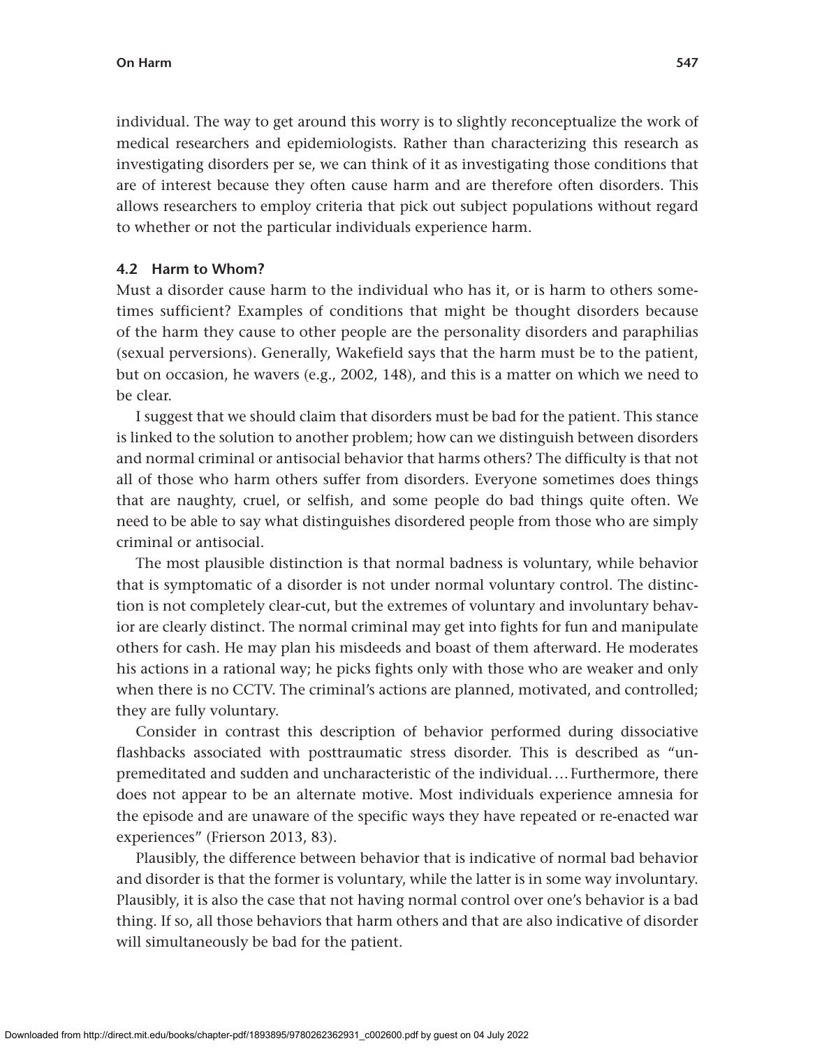individual. The way to get around this worry is to slightly reconceptualize the work of medical researchers and epidemiologists. Rather than characterizing this research as investigating disorders per se, we can think of it as investigating those conditions that are of interest because they often cause harm and are therefore often disorders. This allows researchers to employ criteria that pick out subject populations without regard to whether or not the particular individuals experience harm.

### 4.2 Harm to Whom?

Must a disorder cause harm to the individual who has it, or is harm to others sometimes sufficient? Examples of conditions that might be thought disorders because of the harm they cause to other people are the personality disorders and paraphilias (sexual perversions). Generally, Wakefield says that the harm must be to the patient, but on occasion, he wavers (e.g., 2002, 148), and this is a matter on which we need to be clear.

I suggest that we should claim that disorders must be bad for the patient. This stance is linked to the solution to another problem; how can we distinguish between disorders and normal criminal or antisocial behavior that harms others? The difficulty is that not all of those who harm others suffer from disorders. Everyone sometimes does things that are naughty, cruel, or selfish, and some people do bad things quite often. We need to be able to say what distinguishes disordered people from those who are simply criminal or antisocial.

The most plausible distinction is that normal badness is voluntary, while behavior that is symptomatic of a disorder is not under normal voluntary control. The distinction is not completely clear-cut, but the extremes of voluntary and involuntary behavior are clearly distinct. The normal criminal may get into fights for fun and manipulate others for cash. He may plan his misdeeds and boast of them afterward. He moderates his actions in a rational way; he picks fights only with those who are weaker and only when there is no CCTV. The criminal's actions are planned, motivated, and controlled; they are fully voluntary.

Consider in contrast this description of behavior performed during dissociative flashbacks associated with posttraumatic stress disorder. This is described as "unpremeditated and sudden and uncharacteristic of the individual. … Furthermore, there does not appear to be an alternate motive. Most individuals experience amnesia for the episode and are unaware of the specific ways they have repeated or re-enacted war experiences" (Frierson 2013, 83).

Plausibly, the difference between behavior that is indicative of normal bad behavior and disorder is that the former is voluntary, while the latter is in some way involuntary. Plausibly, it is also the case that not having normal control over one's behavior is a bad thing. If so, all those behaviors that harm others and that are also indicative of disorder will simultaneously be bad for the patient.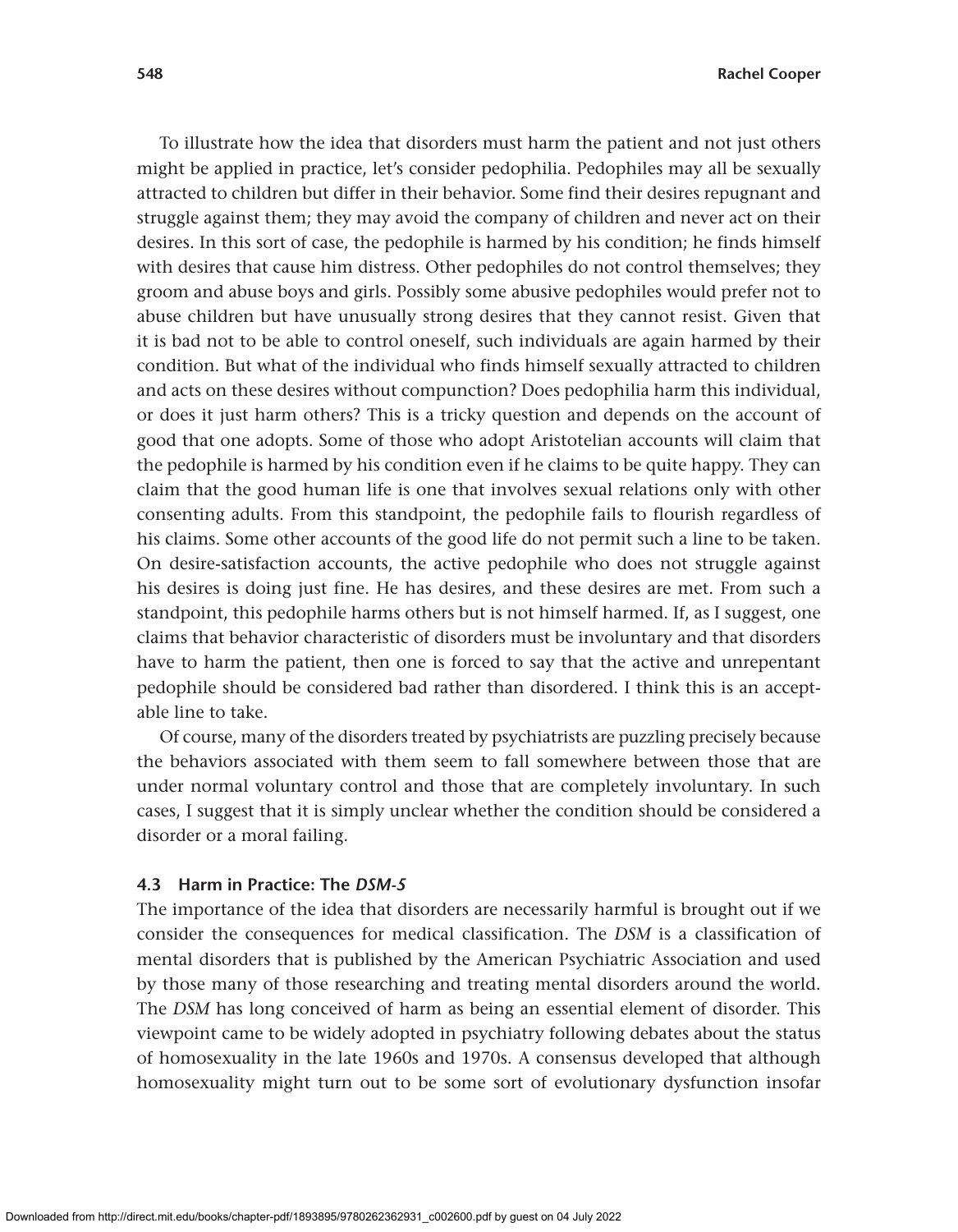To illustrate how the idea that disorders must harm the patient and not just others might be applied in practice, let's consider pedophilia. Pedophiles may all be sexually attracted to children but differ in their behavior. Some find their desires repugnant and struggle against them; they may avoid the company of children and never act on their desires. In this sort of case, the pedophile is harmed by his condition; he finds himself with desires that cause him distress. Other pedophiles do not control themselves; they groom and abuse boys and girls. Possibly some abusive pedophiles would prefer not to abuse children but have unusually strong desires that they cannot resist. Given that it is bad not to be able to control oneself, such individuals are again harmed by their condition. But what of the individual who finds himself sexually attracted to children and acts on these desires without compunction? Does pedophilia harm this individual, or does it just harm others? This is a tricky question and depends on the account of good that one adopts. Some of those who adopt Aristotelian accounts will claim that the pedophile is harmed by his condition even if he claims to be quite happy. They can claim that the good human life is one that involves sexual relations only with other consenting adults. From this standpoint, the pedophile fails to flourish regardless of his claims. Some other accounts of the good life do not permit such a line to be taken. On desire-satisfaction accounts, the active pedophile who does not struggle against his desires is doing just fine. He has desires, and these desires are met. From such a standpoint, this pedophile harms others but is not himself harmed. If, as I suggest, one claims that behavior characteristic of disorders must be involuntary and that disorders have to harm the patient, then one is forced to say that the active and unrepentant pedophile should be considered bad rather than disordered. I think this is an acceptable line to take.

Of course, many of the disorders treated by psychiatrists are puzzling precisely because the behaviors associated with them seem to fall somewhere between those that are under normal voluntary control and those that are completely involuntary. In such cases, I suggest that it is simply unclear whether the condition should be considered a disorder or a moral failing.

### 4.3 Harm in Practice: The *DSM-5*

The importance of the idea that disorders are necessarily harmful is brought out if we consider the consequences for medical classification. The *DSM* is a classification of mental disorders that is published by the American Psychiatric Association and used by those many of those researching and treating mental disorders around the world. The *DSM* has long conceived of harm as being an essential element of disorder. This viewpoint came to be widely adopted in psychiatry following debates about the status of homosexuality in the late 1960s and 1970s. A consensus developed that although homosexuality might turn out to be some sort of evolutionary dysfunction insofar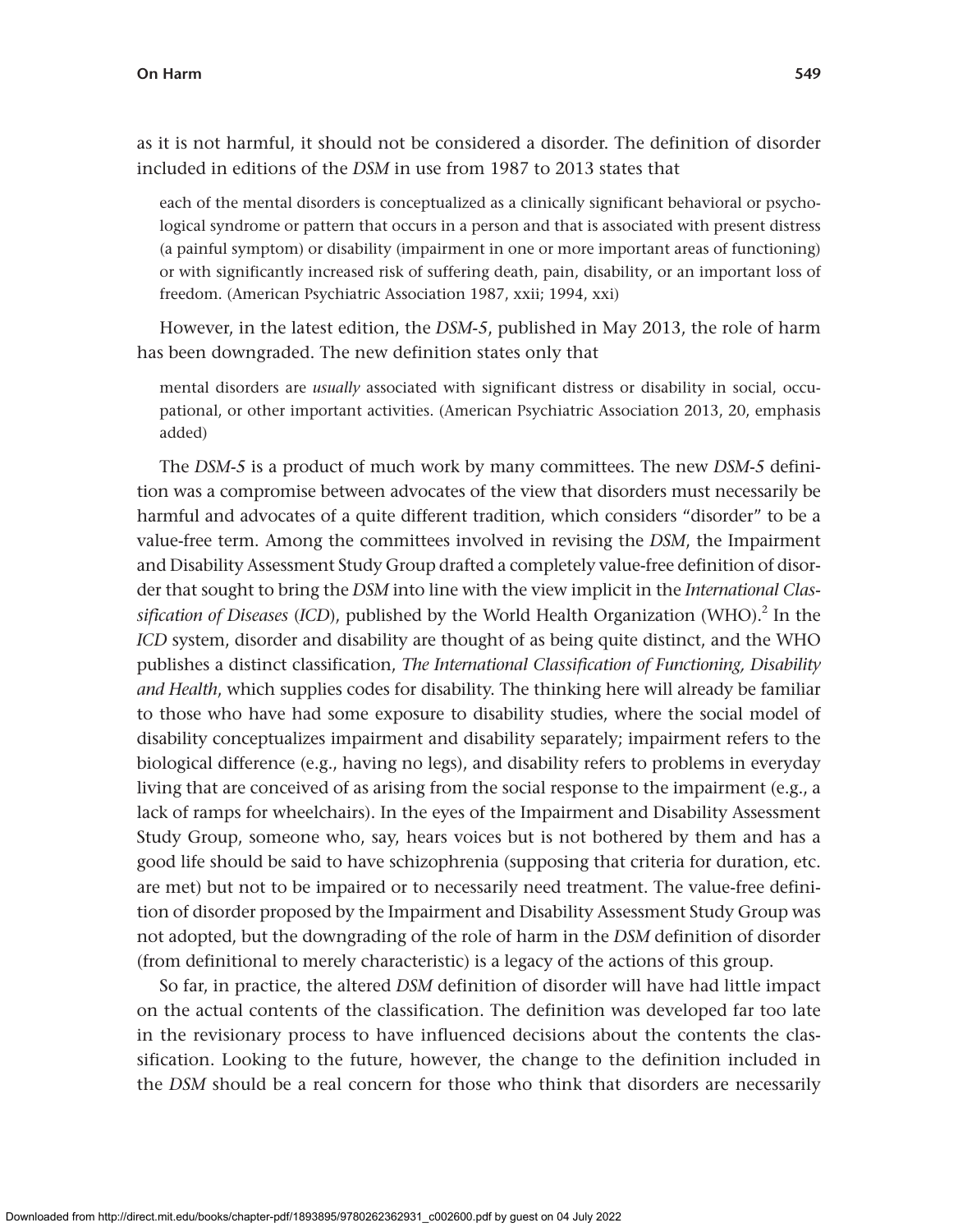as it is not harmful, it should not be considered a disorder. The definition of disorder included in editions of the *DSM* in use from 1987 to 2013 states that

> each of the mental disorders is conceptualized as a clinically significant behavioral or psychological syndrome or pattern that occurs in a person and that is associated with present distress (a painful symptom) or disability (impairment in one or more important areas of functioning) or with significantly increased risk of suffering death, pain, disability, or an important loss of freedom. (American Psychiatric Association 1987, xxii; 1994, xxi)

However, in the latest edition, the *DSM-5*, published in May 2013, the role of harm has been downgraded. The new definition states only that

> mental disorders are *usually* associated with significant distress or disability in social, occupational, or other important activities. (American Psychiatric Association 2013, 20, emphasis added)

The *DSM-5* is a product of much work by many committees. The new *DSM-5* definition was a compromise between advocates of the view that disorders must necessarily be harmful and advocates of a quite different tradition, which considers "disorder" to be a value-free term. Among the committees involved in revising the *DSM*, the Impairment and Disability Assessment Study Group drafted a completely value-free definition of disorder that sought to bring the *DSM* into line with the view implicit in the *International Classification of Diseases* (*ICD*), published by the World Health Organization (WHO).[2] In the *ICD* system, disorder and disability are thought of as being quite distinct, and the WHO publishes a distinct classification, *The International Classification of Functioning, Disability and Health*, which supplies codes for disability. The thinking here will already be familiar to those who have had some exposure to disability studies, where the social model of disability conceptualizes impairment and disability separately; impairment refers to the biological difference (e.g., having no legs), and disability refers to problems in everyday living that are conceived of as arising from the social response to the impairment (e.g., a lack of ramps for wheelchairs). In the eyes of the Impairment and Disability Assessment Study Group, someone who, say, hears voices but is not bothered by them and has a good life should be said to have schizophrenia (supposing that criteria for duration, etc. are met) but not to be impaired or to necessarily need treatment. The value-free definition of disorder proposed by the Impairment and Disability Assessment Study Group was not adopted, but the downgrading of the role of harm in the *DSM* definition of disorder (from definitional to merely characteristic) is a legacy of the actions of this group.

So far, in practice, the altered *DSM* definition of disorder will have had little impact on the actual contents of the classification. The definition was developed far too late in the revisionary process to have influenced decisions about the contents the classification. Looking to the future, however, the change to the definition included in the *DSM* should be a real concern for those who think that disorders are necessarily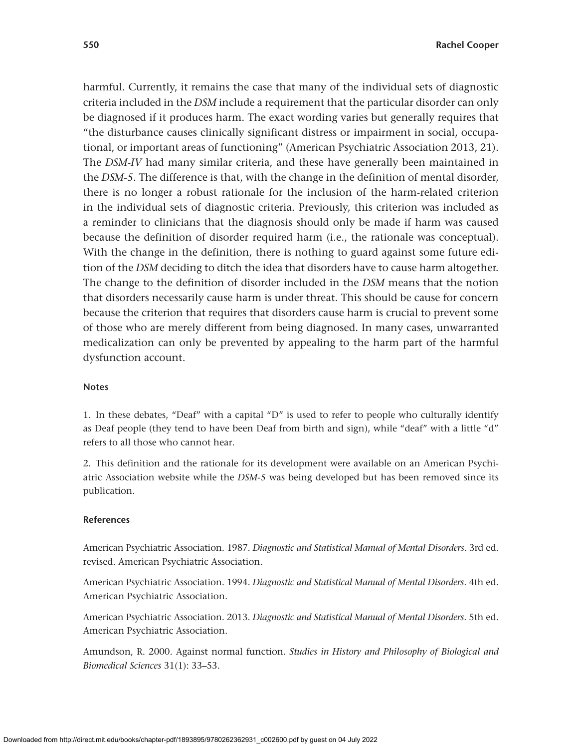harmful. Currently, it remains the case that many of the individual sets of diagnostic criteria included in the *DSM* include a requirement that the particular disorder can only be diagnosed if it produces harm. The exact wording varies but generally requires that "the disturbance causes clinically significant distress or impairment in social, occupational, or important areas of functioning" (American Psychiatric Association 2013, 21). The *DSM-IV* had many similar criteria, and these have generally been maintained in the *DSM-5*. The difference is that, with the change in the definition of mental disorder, there is no longer a robust rationale for the inclusion of the harm-related criterion in the individual sets of diagnostic criteria. Previously, this criterion was included as a reminder to clinicians that the diagnosis should only be made if harm was caused because the definition of disorder required harm (i.e., the rationale was conceptual). With the change in the definition, there is nothing to guard against some future edition of the *DSM* deciding to ditch the idea that disorders have to cause harm altogether. The change to the definition of disorder included in the *DSM* means that the notion that disorders necessarily cause harm is under threat. This should be cause for concern because the criterion that requires that disorders cause harm is crucial to prevent some of those who are merely different from being diagnosed. In many cases, unwarranted medicalization can only be prevented by appealing to the harm part of the harmful dysfunction account.

#### Notes

1. In these debates, "Deaf" with a capital "D" is used to refer to people who culturally identify as Deaf people (they tend to have been Deaf from birth and sign), while "deaf" with a little "d" refers to all those who cannot hear.

2. This definition and the rationale for its development were available on an American Psychiatric Association website while the *DSM-5* was being developed but has been removed since its publication.

#### References

American Psychiatric Association. 1987. *Diagnostic and Statistical Manual of Mental Disorders*. 3rd ed. revised. American Psychiatric Association.

American Psychiatric Association. 1994. *Diagnostic and Statistical Manual of Mental Disorders*. 4th ed. American Psychiatric Association.

American Psychiatric Association. 2013. *Diagnostic and Statistical Manual of Mental Disorders*. 5th ed. American Psychiatric Association.

Amundson, R. 2000. Against normal function. *Studies in History and Philosophy of Biological and Biomedical Sciences* 31(1): 33–53.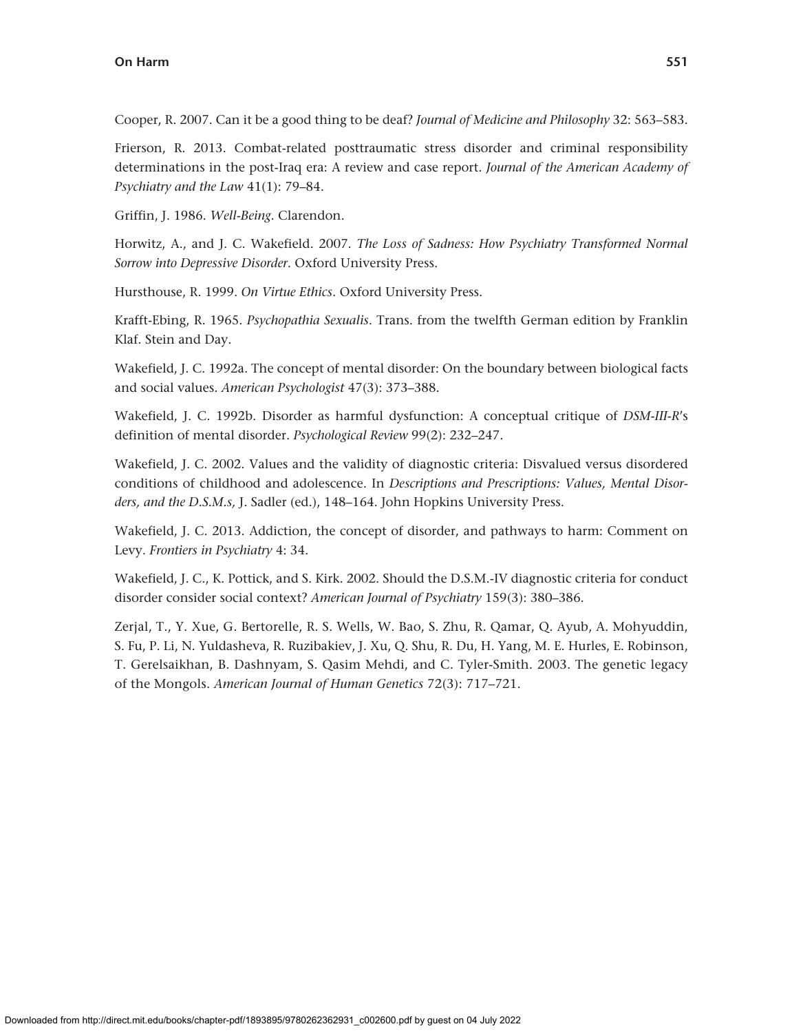Cooper, R. 2007. Can it be a good thing to be deaf? *Journal of Medicine and Philosophy* 32: 563–583.

Frierson, R. 2013. Combat-related posttraumatic stress disorder and criminal responsibility determinations in the post-Iraq era: A review and case report. *Journal of the American Academy of Psychiatry and the Law* 41(1): 79–84.

Griffin, J. 1986. *Well-Being*. Clarendon.

Horwitz, A., and J. C. Wakefield. 2007. *The Loss of Sadness: How Psychiatry Transformed Normal Sorrow into Depressive Disorder*. Oxford University Press.

Hursthouse, R. 1999. *On Virtue Ethics*. Oxford University Press.

Krafft-Ebing, R. 1965. *Psychopathia Sexualis*. Trans. from the twelfth German edition by Franklin Klaf. Stein and Day.

Wakefield, J. C. 1992a. The concept of mental disorder: On the boundary between biological facts and social values. *American Psychologist* 47(3): 373–388.

Wakefield, J. C. 1992b. Disorder as harmful dysfunction: A conceptual critique of *DSM-III-R*'s definition of mental disorder. *Psychological Review* 99(2): 232–247.

Wakefield, J. C. 2002. Values and the validity of diagnostic criteria: Disvalued versus disordered conditions of childhood and adolescence. In *Descriptions and Prescriptions: Values, Mental Disorders, and the D.S.M.s,* J. Sadler (ed.), 148–164. John Hopkins University Press.

Wakefield, J. C. 2013. Addiction, the concept of disorder, and pathways to harm: Comment on Levy. *Frontiers in Psychiatry* 4: 34.

Wakefield, J. C., K. Pottick, and S. Kirk. 2002. Should the D.S.M.-IV diagnostic criteria for conduct disorder consider social context? *American Journal of Psychiatry* 159(3): 380–386.

Zerjal, T., Y. Xue, G. Bertorelle, R. S. Wells, W. Bao, S. Zhu, R. Qamar, Q. Ayub, A. Mohyuddin, S. Fu, P. Li, N. Yuldasheva, R. Ruzibakiev, J. Xu, Q. Shu, R. Du, H. Yang, M. E. Hurles, E. Robinson, T. Gerelsaikhan, B. Dashnyam, S. Qasim Mehdi, and C. Tyler-Smith. 2003. The genetic legacy of the Mongols. *American Journal of Human Genetics* 72(3): 717–721.